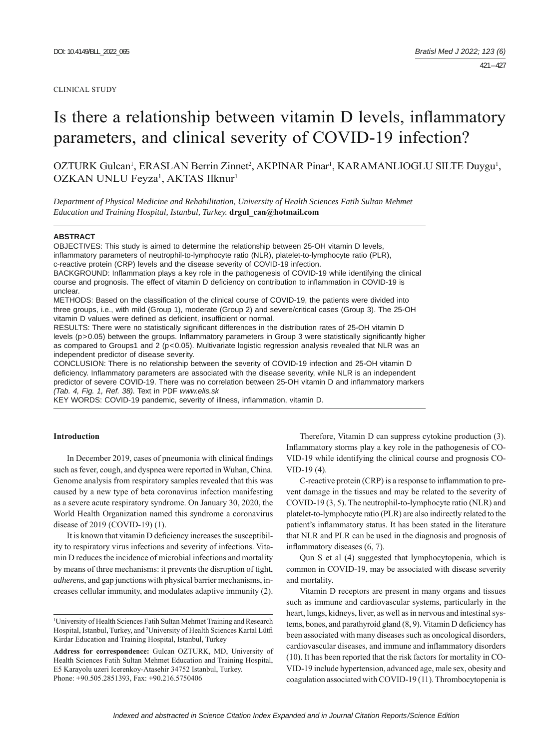CLINICAL STUDY

# Is there a relationship between vitamin D levels, inflammatory parameters, and clinical severity of COVID-19 infection?

OZTURK Gulcan[1], ERASLAN Berrin Zinnet[2], AKPINAR Pinar[1], KARAMANLIOGLU SILTE Duygu[1], OZKAN UNLU Feyza[1], AKTAS Ilknur[1]

*Department of Physical Medicine and Rehabilitation, University of Health Sciences Fatih Sultan Mehmet Education and Training Hospital, Istanbul, Turkey.* **drgul_can@hotmail.com**

## ABSTRACT

OBJECTIVES: This study is aimed to determine the relationship between 25-OH vitamin D levels, inflammatory parameters of neutrophil-to-lymphocyte ratio (NLR), platelet-to-lymphocyte ratio (PLR), c-reactive protein (CRP) levels and the disease severity of COVID-19 infection.

BACKGROUND: Inflammation plays a key role in the pathogenesis of COVID-19 while identifying the clinical course and prognosis. The effect of vitamin D deficiency on contribution to inflammation in COVID-19 is unclear.

METHODS: Based on the classification of the clinical course of COVID-19, the patients were divided into three groups, i.e., with mild (Group 1), moderate (Group 2) and severe/critical cases (Group 3). The 25-OH vitamin D values were defined as deficient, insufficient or normal.

RESULTS: There were no statistically significant differences in the distribution rates of 25-OH vitamin D levels ($p>0.05$) between the groups. Inflammatory parameters in Group 3 were statistically significantly higher as compared to Groups1 and 2 ($p<0.05$). Multivariate logistic regression analysis revealed that NLR was an independent predictor of disease severity.

CONCLUSION: There is no relationship between the severity of COVID-19 infection and 25-OH vitamin D deficiency. Inflammatory parameters are associated with the disease severity, while NLR is an independent predictor of severe COVID-19. There was no correlation between 25-OH vitamin D and inflammatory markers *(Tab. 4, Fig. 1, Ref. 38).* Text in PDF *www.elis.sk*

KEY WORDS: COVID-19 pandemic, severity of illness, inflammation, vitamin D.

## Introduction

In December 2019, cases of pneumonia with clinical findings such as fever, cough, and dyspnea were reported in Wuhan, China. Genome analysis from respiratory samples revealed that this was caused by a new type of beta coronavirus infection manifesting as a severe acute respiratory syndrome. On January 30, 2020, the World Health Organization named this syndrome a coronavirus disease of 2019 (COVID-19) (1).

It is known that vitamin D deficiency increases the susceptibility to respiratory virus infections and severity of infections. Vitamin D reduces the incidence of microbial infections and mortality by means of three mechanisms: it prevents the disruption of tight, *adherens*, and gap junctions with physical barrier mechanisms, increases cellular immunity, and modulates adaptive immunity (2). Therefore, Vitamin D can suppress cytokine production (3). Inflammatory storms play a key role in the pathogenesis of COVID-19 while identifying the clinical course and prognosis COVID-19 (4).

C-reactive protein (CRP) is a response to inflammation to prevent damage in the tissues and may be related to the severity of COVID-19 (3, 5). The neutrophil-to-lymphocyte ratio (NLR) and platelet-to-lymphocyte ratio (PLR) are also indirectly related to the patient's inflammatory status. It has been stated in the literature that NLR and PLR can be used in the diagnosis and prognosis of inflammatory diseases (6, 7).

Qun S et al (4) suggested that lymphocytopenia, which is common in COVID-19, may be associated with disease severity and mortality.

Vitamin D receptors are present in many organs and tissues such as immune and cardiovascular systems, particularly in the heart, lungs, kidneys, liver, as well as in nervous and intestinal systems, bones, and parathyroid gland (8, 9). Vitamin D deficiency has been associated with many diseases such as oncological disorders, cardiovascular diseases, and immune and inflammatory disorders (10). It has been reported that the risk factors for mortality in COVID-19 include hypertension, advanced age, male sex, obesity and coagulation associated with COVID-19 (11). Thrombocytopenia is

---

[1]University of Health Sciences Fatih Sultan Mehmet Training and Research Hospital, Istanbul, Turkey, and [2]University of Health Sciences Kartal Lütfi Kirdar Education and Training Hospital, Istanbul, Turkey

**Address for correspondence:** Gulcan OZTURK, MD, University of Health Sciences Fatih Sultan Mehmet Education and Training Hospital, E5 Karayolu uzeri Icerenkoy-Atasehir 34752 Istanbul, Turkey.
Phone: +90.505.2851393, Fax: +90.216.5750406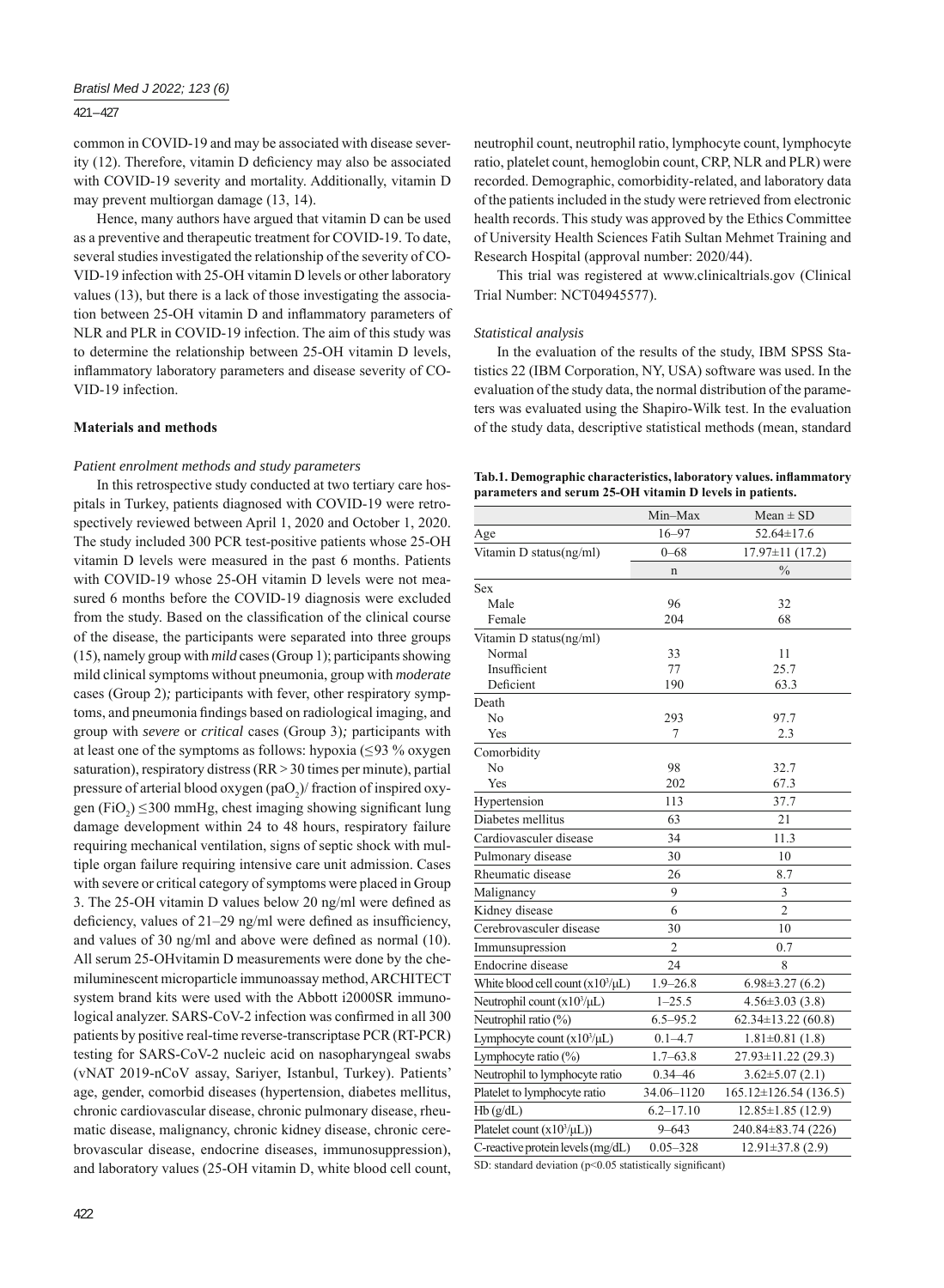common in COVID-19 and may be associated with disease severity (12). Therefore, vitamin D deficiency may also be associated with COVID-19 severity and mortality. Additionally, vitamin D may prevent multiorgan damage (13, 14).

Hence, many authors have argued that vitamin D can be used as a preventive and therapeutic treatment for COVID-19. To date, several studies investigated the relationship of the severity of COVID-19 infection with 25-OH vitamin D levels or other laboratory values (13), but there is a lack of those investigating the association between 25-OH vitamin D and inflammatory parameters of NLR and PLR in COVID-19 infection. The aim of this study was to determine the relationship between 25-OH vitamin D levels, inflammatory laboratory parameters and disease severity of COVID-19 infection.

## Materials and methods

### *Patient enrolment methods and study parameters*

In this retrospective study conducted at two tertiary care hospitals in Turkey, patients diagnosed with COVID-19 were retrospectively reviewed between April 1, 2020 and October 1, 2020. The study included 300 PCR test-positive patients whose 25-OH vitamin D levels were measured in the past 6 months. Patients with COVID-19 whose 25-OH vitamin D levels were not measured 6 months before the COVID-19 diagnosis were excluded from the study. Based on the classification of the clinical course of the disease, the participants were separated into three groups (15), namely group with *mild* cases (Group 1); participants showing mild clinical symptoms without pneumonia, group with *moderate* cases (Group 2)*;* participants with fever, other respiratory symptoms, and pneumonia findings based on radiological imaging, and group with *severe* or *critical* cases (Group 3)*;* participants with at least one of the symptoms as follows: hypoxia (≤93 % oxygen saturation), respiratory distress (RR > 30 times per minute), partial pressure of arterial blood oxygen ($paO_2$)/ fraction of inspired oxygen ($FiO_2$) ≤300 mmHg, chest imaging showing significant lung damage development within 24 to 48 hours, respiratory failure requiring mechanical ventilation, signs of septic shock with multiple organ failure requiring intensive care unit admission. Cases with severe or critical category of symptoms were placed in Group 3. The 25-OH vitamin D values below 20 ng/ml were defined as deficiency, values of 21–29 ng/ml were defined as insufficiency, and values of 30 ng/ml and above were defined as normal (10). All serum 25-OHvitamin D measurements were done by the chemiluminescent microparticle immunoassay method, ARCHITECT system brand kits were used with the Abbott i2000SR immunological analyzer. SARS-CoV-2 infection was confirmed in all 300 patients by positive real-time reverse-transcriptase PCR (RT-PCR) testing for SARS-CoV-2 nucleic acid on nasopharyngeal swabs (vNAT 2019-nCoV assay, Sariyer, Istanbul, Turkey). Patients' age, gender, comorbid diseases (hypertension, diabetes mellitus, chronic cardiovascular disease, chronic pulmonary disease, rheumatic disease, malignancy, chronic kidney disease, chronic cerebrovascular disease, endocrine diseases, immunosuppression), and laboratory values (25-OH vitamin D, white blood cell count, neutrophil count, neutrophil ratio, lymphocyte count, lymphocyte ratio, platelet count, hemoglobin count, CRP, NLR and PLR) were recorded. Demographic, comorbidity-related, and laboratory data of the patients included in the study were retrieved from electronic health records. This study was approved by the Ethics Committee of University Health Sciences Fatih Sultan Mehmet Training and Research Hospital (approval number: 2020/44).

This trial was registered at www.clinicaltrials.gov (Clinical Trial Number: NCT04945577).

### *Statistical analysis*

In the evaluation of the results of the study, IBM SPSS Statistics 22 (IBM Corporation, NY, USA) software was used. In the evaluation of the study data, the normal distribution of the parameters was evaluated using the Shapiro-Wilk test. In the evaluation of the study data, descriptive statistical methods (mean, standard

**Tab.1. Demographic characteristics, laboratory values. inflammatory parameters and serum 25-OH vitamin D levels in patients.**

| | Min–Max | Mean ± SD |
|---|---|---|
| Age | 16–97 | 52.64±17.6 |
| Vitamin D status(ng/ml) | 0–68 | 17.97±11 (17.2) |
| | n | % |
| Sex | | |
| Male | 96 | 32 |
| Female | 204 | 68 |
| Vitamin D status(ng/ml) | | |
| Normal | 33 | 11 |
| Insufficient | 77 | 25.7 |
| Deficient | 190 | 63.3 |
| Death | | |
| No | 293 | 97.7 |
| Yes | 7 | 2.3 |
| Comorbidity | | |
| No | 98 | 32.7 |
| Yes | 202 | 67.3 |
| Hypertension | 113 | 37.7 |
| Diabetes mellitus | 63 | 21 |
| Cardiovasculer disease | 34 | 11.3 |
| Pulmonary disease | 30 | 10 |
| Rheumatic disease | 26 | 8.7 |
| Malignancy | 9 | 3 |
| Kidney disease | 6 | 2 |
| Cerebrovasculer disease | 30 | 10 |
| Immunsupression | 2 | 0.7 |
| Endocrine disease | 24 | 8 |
| White blood cell count ($x10^3/\mu L$) | 1.9–26.8 | 6.98±3.27 (6.2) |
| Neutrophil count ($x10^3/\mu L$) | 1–25.5 | 4.56±3.03 (3.8) |
| Neutrophil ratio (%) | 6.5–95.2 | 62.34±13.22 (60.8) |
| Lymphocyte count ($x10^3/\mu L$) | 0.1–4.7 | 1.81±0.81 (1.8) |
| Lymphocyte ratio (%) | 1.7–63.8 | 27.93±11.22 (29.3) |
| Neutrophil to lymphocyte ratio | 0.34–46 | 3.62±5.07 (2.1) |
| Platelet to lymphocyte ratio | 34.06–1120 | 165.12±126.54 (136.5) |
| Hb (g/dL) | 6.2–17.10 | 12.85±1.85 (12.9) |
| Platelet count ($x10^3/\mu L$)) | 9–643 | 240.84±83.74 (226) |
| C-reactive protein levels (mg/dL) | 0.05–328 | 12.91±37.8 (2.9) |

SD: standard deviation ($p<0.05$ statistically significant)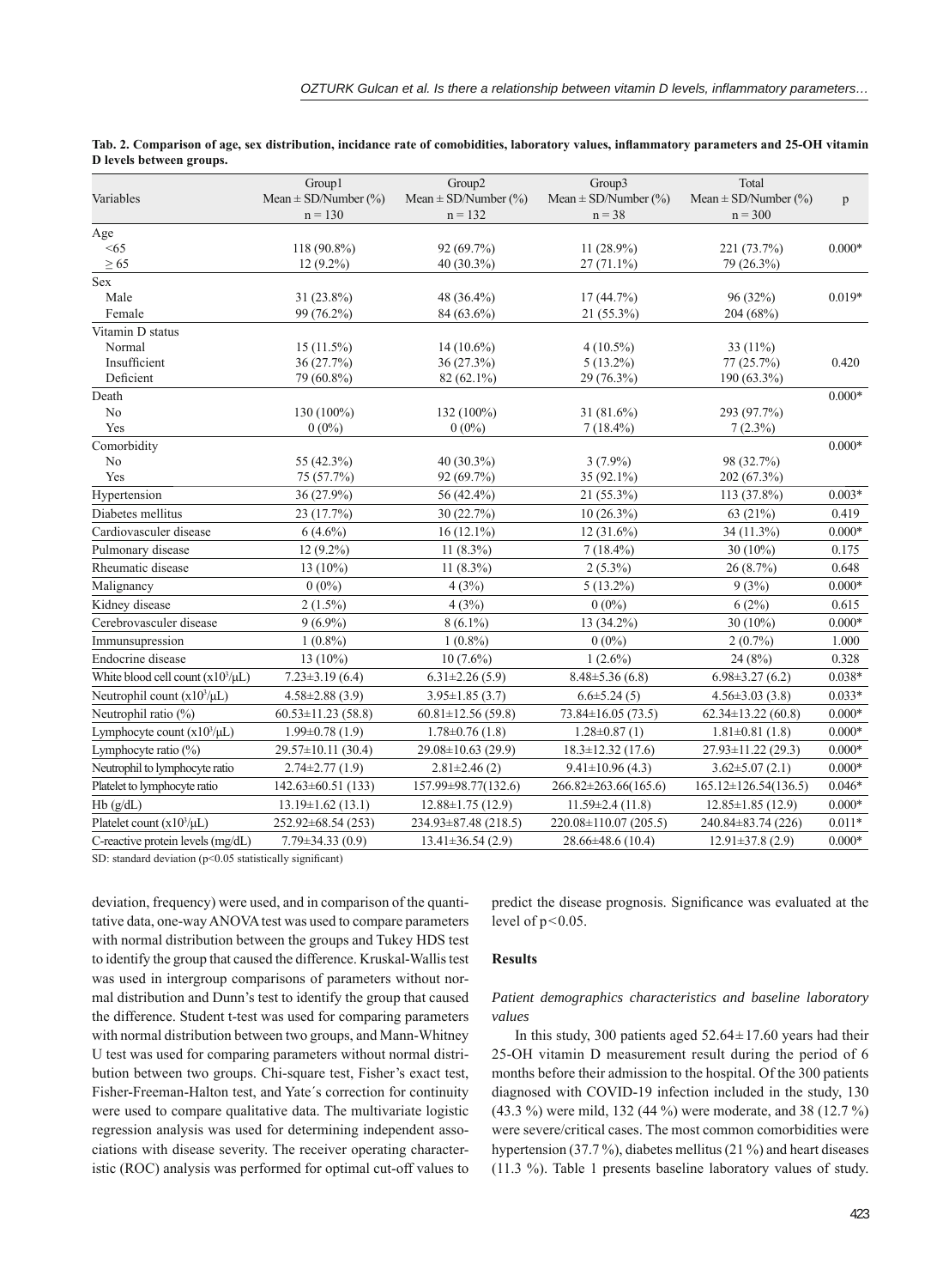**Tab. 2. Comparison of age, sex distribution, incidance rate of comobidities, laboratory values, inflammatory parameters and 25-OH vitamin D levels between groups.**

| Variables | Group1 Mean ± SD/Number (%) n = 130 | Group2 Mean ± SD/Number (%) n = 132 | Group3 Mean ± SD/Number (%) n = 38 | Total Mean ± SD/Number (%) n = 300 | p |
|---|---|---|---|---|---|
| Age | | | | | |
| <65 | 118 (90.8%) | 92 (69.7%) | 11 (28.9%) | 221 (73.7%) | 0.000* |
| ≥ 65 | 12 (9.2%) | 40 (30.3%) | 27 (71.1%) | 79 (26.3%) | |
| Sex | | | | | |
| Male | 31 (23.8%) | 48 (36.4%) | 17 (44.7%) | 96 (32%) | 0.019* |
| Female | 99 (76.2%) | 84 (63.6%) | 21 (55.3%) | 204 (68%) | |
| Vitamin D status | | | | | |
| Normal | 15 (11.5%) | 14 (10.6%) | 4 (10.5%) | 33 (11%) | |
| Insufficient | 36 (27.7%) | 36 (27.3%) | 5 (13.2%) | 77 (25.7%) | 0.420 |
| Deficient | 79 (60.8%) | 82 (62.1%) | 29 (76.3%) | 190 (63.3%) | |
| Death | | | | | 0.000* |
| No | 130 (100%) | 132 (100%) | 31 (81.6%) | 293 (97.7%) | |
| Yes | 0 (0%) | 0 (0%) | 7 (18.4%) | 7 (2.3%) | |
| Comorbidity | | | | | 0.000* |
| No | 55 (42.3%) | 40 (30.3%) | 3 (7.9%) | 98 (32.7%) | |
| Yes | 75 (57.7%) | 92 (69.7%) | 35 (92.1%) | 202 (67.3%) | |
| Hypertension | 36 (27.9%) | 56 (42.4%) | 21 (55.3%) | 113 (37.8%) | 0.003* |
| Diabetes mellitus | 23 (17.7%) | 30 (22.7%) | 10 (26.3%) | 63 (21%) | 0.419 |
| Cardiovasculer disease | 6 (4.6%) | 16 (12.1%) | 12 (31.6%) | 34 (11.3%) | 0.000* |
| Pulmonary disease | 12 (9.2%) | 11 (8.3%) | 7 (18.4%) | 30 (10%) | 0.175 |
| Rheumatic disease | 13 (10%) | 11 (8.3%) | 2 (5.3%) | 26 (8.7%) | 0.648 |
| Malignancy | 0 (0%) | 4 (3%) | 5 (13.2%) | 9 (3%) | 0.000* |
| Kidney disease | 2 (1.5%) | 4 (3%) | 0 (0%) | 6 (2%) | 0.615 |
| Cerebrovasculer disease | 9 (6.9%) | 8 (6.1%) | 13 (34.2%) | 30 (10%) | 0.000* |
| Immunsupression | 1 (0.8%) | 1 (0.8%) | 0 (0%) | 2 (0.7%) | 1.000 |
| Endocrine disease | 13 (10%) | 10 (7.6%) | 1 (2.6%) | 24 (8%) | 0.328 |
| White blood cell count ($x10^3/\mu L$) | 7.23±3.19 (6.4) | 6.31±2.26 (5.9) | 8.48±5.36 (6.8) | 6.98±3.27 (6.2) | 0.038* |
| Neutrophil count ($x10^3/\mu L$) | 4.58±2.88 (3.9) | 3.95±1.85 (3.7) | 6.6±5.24 (5) | 4.56±3.03 (3.8) | 0.033* |
| Neutrophil ratio (%) | 60.53±11.23 (58.8) | 60.81±12.56 (59.8) | 73.84±16.05 (73.5) | 62.34±13.22 (60.8) | 0.000* |
| Lymphocyte count ($x10^3/\mu L$) | 1.99±0.78 (1.9) | 1.78±0.76 (1.8) | 1.28±0.87 (1) | 1.81±0.81 (1.8) | 0.000* |
| Lymphocyte ratio (%) | 29.57±10.11 (30.4) | 29.08±10.63 (29.9) | 18.3±12.32 (17.6) | 27.93±11.22 (29.3) | 0.000* |
| Neutrophil to lymphocyte ratio | 2.74±2.77 (1.9) | 2.81±2.46 (2) | 9.41±10.96 (4.3) | 3.62±5.07 (2.1) | 0.000* |
| Platelet to lymphocyte ratio | 142.63±60.51 (133) | 157.99±98.77(132.6) | 266.82±263.66(165.6) | 165.12±126.54(136.5) | 0.046* |
| Hb (g/dL) | 13.19±1.62 (13.1) | 12.88±1.75 (12.9) | 11.59±2.4 (11.8) | 12.85±1.85 (12.9) | 0.000* |
| Platelet count ($x10^3/\mu L$) | 252.92±68.54 (253) | 234.93±87.48 (218.5) | 220.08±110.07 (205.5) | 240.84±83.74 (226) | 0.011* |
| C-reactive protein levels (mg/dL) | 7.79±34.33 (0.9) | 13.41±36.54 (2.9) | 28.66±48.6 (10.4) | 12.91±37.8 (2.9) | 0.000* |

SD: standard deviation (p<0.05 statistically significant)

deviation, frequency) were used, and in comparison of the quantitative data, one-way ANOVA test was used to compare parameters with normal distribution between the groups and Tukey HDS test to identify the group that caused the difference. Kruskal-Wallis test was used in intergroup comparisons of parameters without normal distribution and Dunn's test to identify the group that caused the difference. Student t-test was used for comparing parameters with normal distribution between two groups, and Mann-Whitney U test was used for comparing parameters without normal distribution between two groups. Chi-square test, Fisher's exact test, Fisher-Freeman-Halton test, and Yate´s correction for continuity were used to compare qualitative data. The multivariate logistic regression analysis was used for determining independent associations with disease severity. The receiver operating characteristic (ROC) analysis was performed for optimal cut-off values to predict the disease prognosis. Significance was evaluated at the level of $p<0.05$.

## Results

### *Patient demographics characteristics and baseline laboratory values*

In this study, 300 patients aged 52.64 ± 17.60 years had their 25-OH vitamin D measurement result during the period of 6 months before their admission to the hospital. Of the 300 patients diagnosed with COVID-19 infection included in the study, 130 (43.3 %) were mild, 132 (44 %) were moderate, and 38 (12.7 %) were severe/critical cases. The most common comorbidities were hypertension (37.7 %), diabetes mellitus (21 %) and heart diseases (11.3 %). Table 1 presents baseline laboratory values of study.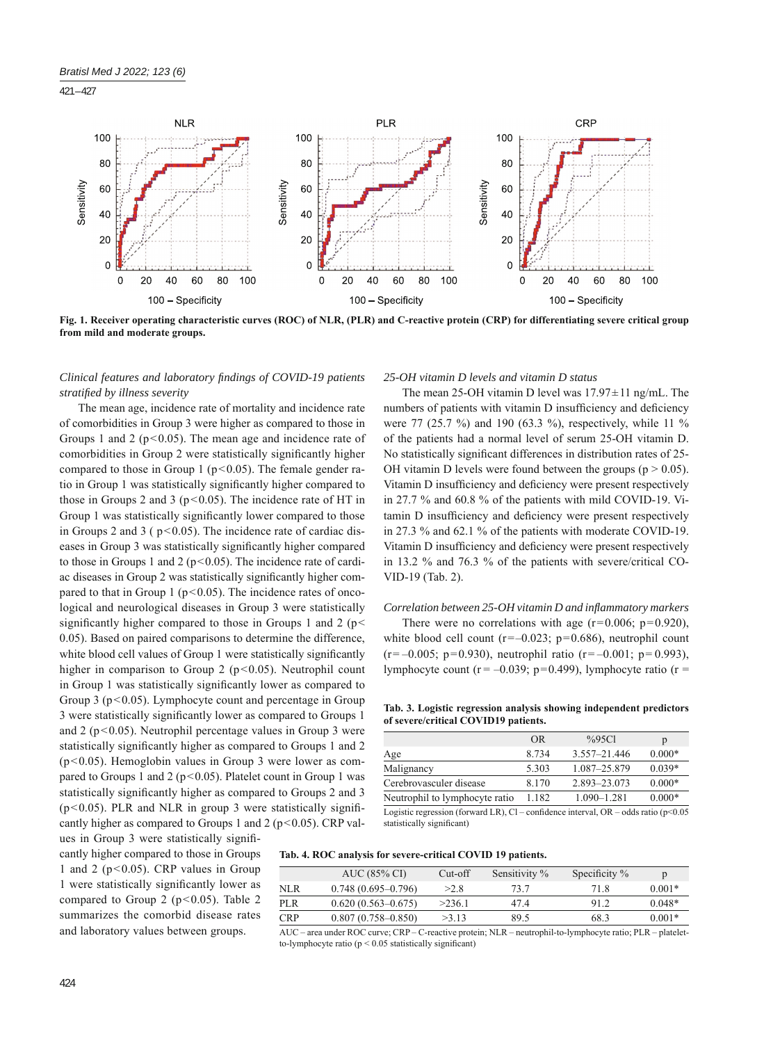**Fig. 1. Receiver operating characteristic curves (ROC) of NLR, (PLR) and C-reactive protein (CRP) for differentiating severe critical group from mild and moderate groups.**

*Clinical features and laboratory findings of COVID-19 patients stratified by illness severity*

The mean age, incidence rate of mortality and incidence rate of comorbidities in Group 3 were higher as compared to those in Groups 1 and 2 ($p<0.05$). The mean age and incidence rate of comorbidities in Group 2 were statistically significantly higher compared to those in Group 1 ($p<0.05$). The female gender ratio in Group 1 was statistically significantly higher compared to those in Groups 2 and 3 ($p<0.05$). The incidence rate of HT in Group 1 was statistically significantly lower compared to those in Groups 2 and 3 ( $p<0.05$). The incidence rate of cardiac diseases in Group 3 was statistically significantly higher compared to those in Groups 1 and 2 ($p<0.05$). The incidence rate of cardiac diseases in Group 2 was statistically significantly higher compared to that in Group 1 ($p<0.05$). The incidence rates of oncological and neurological diseases in Group 3 were statistically significantly higher compared to those in Groups 1 and 2 ($p<0.05$). Based on paired comparisons to determine the difference, white blood cell values of Group 1 were statistically significantly higher in comparison to Group 2 ($p<0.05$). Neutrophil count in Group 1 was statistically significantly lower as compared to Group 3 ($p<0.05$). Lymphocyte count and percentage in Group 3 were statistically significantly lower as compared to Groups 1 and 2 ($p<0.05$). Neutrophil percentage values in Group 3 were statistically significantly higher as compared to Groups 1 and 2 ($p<0.05$). Hemoglobin values in Group 3 were lower as compared to Groups 1 and 2 ($p<0.05$). Platelet count in Group 1 was statistically significantly higher as compared to Groups 2 and 3 ($p<0.05$). PLR and NLR in group 3 were statistically significantly higher as compared to Groups 1 and 2 ($p<0.05$). CRP values in Group 3 were statistically significantly higher compared to those in Groups 1 and 2 ($p<0.05$). CRP values in Group 1 were statistically significantly lower as compared to Group 2 ($p<0.05$). Table 2 summarizes the comorbid disease rates and laboratory values between groups.

*25-OH vitamin D levels and vitamin D status*

The mean 25-OH vitamin D level was 17.97±11 ng/mL. The numbers of patients with vitamin D insufficiency and deficiency were 77 (25.7 %) and 190 (63.3 %), respectively, while 11 % of the patients had a normal level of serum 25-OH vitamin D. No statistically significant differences in distribution rates of 25-OH vitamin D levels were found between the groups ($p > 0.05$). Vitamin D insufficiency and deficiency were present respectively in 27.7 % and 60.8 % of the patients with mild COVID-19. Vitamin D insufficiency and deficiency were present respectively in 27.3 % and 62.1 % of the patients with moderate COVID-19. Vitamin D insufficiency and deficiency were present respectively in 13.2 % and 76.3 % of the patients with severe/critical COVID-19 (Tab. 2).

*Correlation between 25-OH vitamin D and inflammatory markers*

There were no correlations with age ($r=0.006$; $p=0.920$), white blood cell count ($r=-0.023$; $p=0.686$), neutrophil count ($r=-0.005$; $p=0.930$), neutrophil ratio ($r=-0.001$; $p=0.993$), lymphocyte count ($r=-0.039$; $p=0.499$), lymphocyte ratio (r =

**Tab. 3. Logistic regression analysis showing independent predictors of severe/critical COVID19 patients.**

| | OR | %95Cl | p |
|---|---|---|---|
| Age | 8.734 | 3.557–21.446 | 0.000* |
| Malignancy | 5.303 | 1.087–25.879 | 0.039* |
| Cerebrovasculer disease | 8.170 | 2.893–23.073 | 0.000* |
| Neutrophil to lymphocyte ratio | 1.182 | 1.090–1.281 | 0.000* |

Logistic regression (forward LR), Cl – confidence interval, OR – odds ratio ($p<0.05$ statistically significant)

**Tab. 4. ROC analysis for severe-critical COVID 19 patients.**

| | AUC (85% CI) | Cut-off | Sensitivity % | Specificity % | p |
|---|---|---|---|---|---|
| NLR | 0.748 (0.695–0.796) | >2.8 | 73.7 | 71.8 | 0.001* |
| PLR | 0.620 (0.563–0.675) | >236.1 | 47.4 | 91.2 | 0.048* |
| CRP | 0.807 (0.758–0.850) | >3.13 | 89.5 | 68.3 | 0.001* |

AUC – area under ROC curve; CRP – C-reactive protein; NLR – neutrophil-to-lymphocyte ratio; PLR – platelet-to-lymphocyte ratio ($p < 0.05$ statistically significant)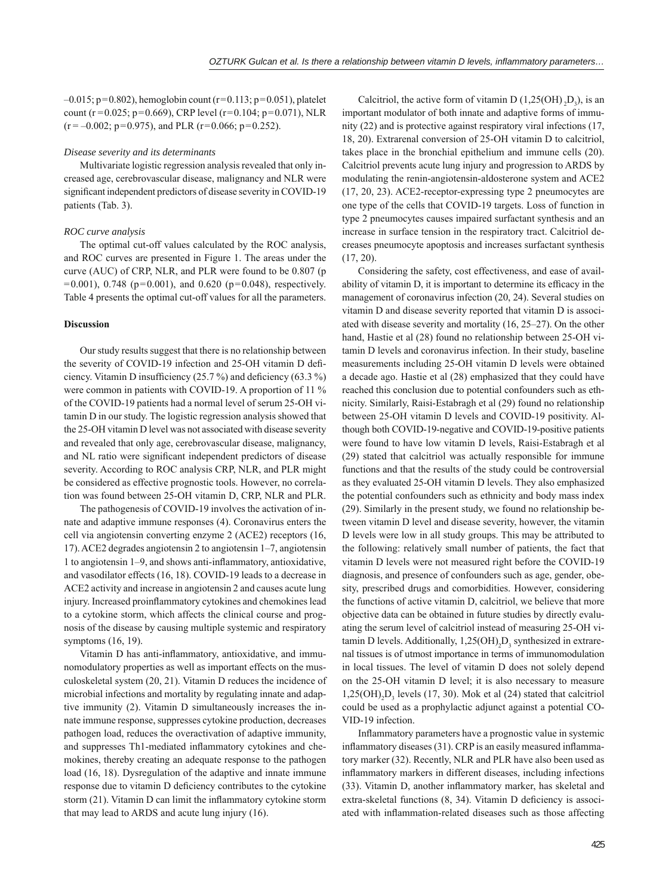–0.015; p=0.802), hemoglobin count (r=0.113; p=0.051), platelet count (r =0.025; p=0.669), CRP level (r=0.104; p=0.071), NLR (r = –0.002; p=0.975), and PLR (r=0.066; p=0.252).

*Disease severity and its determinants*

Multivariate logistic regression analysis revealed that only increased age, cerebrovascular disease, malignancy and NLR were significant independent predictors of disease severity in COVID-19 patients (Tab. 3).

*ROC curve analysis*

The optimal cut-off values calculated by the ROC analysis, and ROC curves are presented in Figure 1. The areas under the curve (AUC) of CRP, NLR, and PLR were found to be 0.807 (p =0.001), 0.748 (p=0.001), and 0.620 (p=0.048), respectively. Table 4 presents the optimal cut-off values for all the parameters.

**Discussion**

Our study results suggest that there is no relationship between the severity of COVID-19 infection and 25-OH vitamin D deficiency. Vitamin D insufficiency (25.7 %) and deficiency (63.3 %) were common in patients with COVID-19. A proportion of 11 % of the COVID-19 patients had a normal level of serum 25-OH vitamin D in our study. The logistic regression analysis showed that the 25-OH vitamin D level was not associated with disease severity and revealed that only age, cerebrovascular disease, malignancy, and NL ratio were significant independent predictors of disease severity. According to ROC analysis CRP, NLR, and PLR might be considered as effective prognostic tools. However, no correlation was found between 25-OH vitamin D, CRP, NLR and PLR.

The pathogenesis of COVID-19 involves the activation of innate and adaptive immune responses (4). Coronavirus enters the cell via angiotensin converting enzyme 2 (ACE2) receptors (16, 17). ACE2 degrades angiotensin 2 to angiotensin 1–7, angiotensin 1 to angiotensin 1–9, and shows anti-inflammatory, antioxidative, and vasodilator effects (16, 18). COVID-19 leads to a decrease in ACE2 activity and increase in angiotensin 2 and causes acute lung injury. Increased proinflammatory cytokines and chemokines lead to a cytokine storm, which affects the clinical course and prognosis of the disease by causing multiple systemic and respiratory symptoms (16, 19).

Vitamin D has anti-inflammatory, antioxidative, and immunomodulatory properties as well as important effects on the musculoskeletal system (20, 21). Vitamin D reduces the incidence of microbial infections and mortality by regulating innate and adaptive immunity (2). Vitamin D simultaneously increases the innate immune response, suppresses cytokine production, decreases pathogen load, reduces the overactivation of adaptive immunity, and suppresses Th1-mediated inflammatory cytokines and chemokines, thereby creating an adequate response to the pathogen load (16, 18). Dysregulation of the adaptive and innate immune response due to vitamin D deficiency contributes to the cytokine storm (21). Vitamin D can limit the inflammatory cytokine storm that may lead to ARDS and acute lung injury (16).

Calcitriol, the active form of vitamin D ($1{,}25(OH)_2D_3$), is an important modulator of both innate and adaptive forms of immunity (22) and is protective against respiratory viral infections (17, 18, 20). Extrarenal conversion of 25-OH vitamin D to calcitriol, takes place in the bronchial epithelium and immune cells (20). Calcitriol prevents acute lung injury and progression to ARDS by modulating the renin-angiotensin-aldosterone system and ACE2 (17, 20, 23). ACE2-receptor-expressing type 2 pneumocytes are one type of the cells that COVID-19 targets. Loss of function in type 2 pneumocytes causes impaired surfactant synthesis and an increase in surface tension in the respiratory tract. Calcitriol decreases pneumocyte apoptosis and increases surfactant synthesis (17, 20).

Considering the safety, cost effectiveness, and ease of availability of vitamin D, it is important to determine its efficacy in the management of coronavirus infection (20, 24). Several studies on vitamin D and disease severity reported that vitamin D is associated with disease severity and mortality (16, 25–27). On the other hand, Hastie et al (28) found no relationship between 25-OH vitamin D levels and coronavirus infection. In their study, baseline measurements including 25-OH vitamin D levels were obtained a decade ago. Hastie et al (28) emphasized that they could have reached this conclusion due to potential confounders such as ethnicity. Similarly, Raisi-Estabragh et al (29) found no relationship between 25-OH vitamin D levels and COVID-19 positivity. Although both COVID-19-negative and COVID-19-positive patients were found to have low vitamin D levels, Raisi-Estabragh et al (29) stated that calcitriol was actually responsible for immune functions and that the results of the study could be controversial as they evaluated 25-OH vitamin D levels. They also emphasized the potential confounders such as ethnicity and body mass index (29). Similarly in the present study, we found no relationship between vitamin D level and disease severity, however, the vitamin D levels were low in all study groups. This may be attributed to the following: relatively small number of patients, the fact that vitamin D levels were not measured right before the COVID-19 diagnosis, and presence of confounders such as age, gender, obesity, prescribed drugs and comorbidities. However, considering the functions of active vitamin D, calcitriol, we believe that more objective data can be obtained in future studies by directly evaluating the serum level of calcitriol instead of measuring 25-OH vitamin D levels. Additionally, $1{,}25(OH)_2D_3$ synthesized in extrarenal tissues is of utmost importance in terms of immunomodulation in local tissues. The level of vitamin D does not solely depend on the 25-OH vitamin D level; it is also necessary to measure $1{,}25(OH)_2D_3$ levels (17, 30). Mok et al (24) stated that calcitriol could be used as a prophylactic adjunct against a potential COVID-19 infection.

Inflammatory parameters have a prognostic value in systemic inflammatory diseases (31). CRP is an easily measured inflammatory marker (32). Recently, NLR and PLR have also been used as inflammatory markers in different diseases, including infections (33). Vitamin D, another inflammatory marker, has skeletal and extra-skeletal functions (8, 34). Vitamin D deficiency is associated with inflammation-related diseases such as those affecting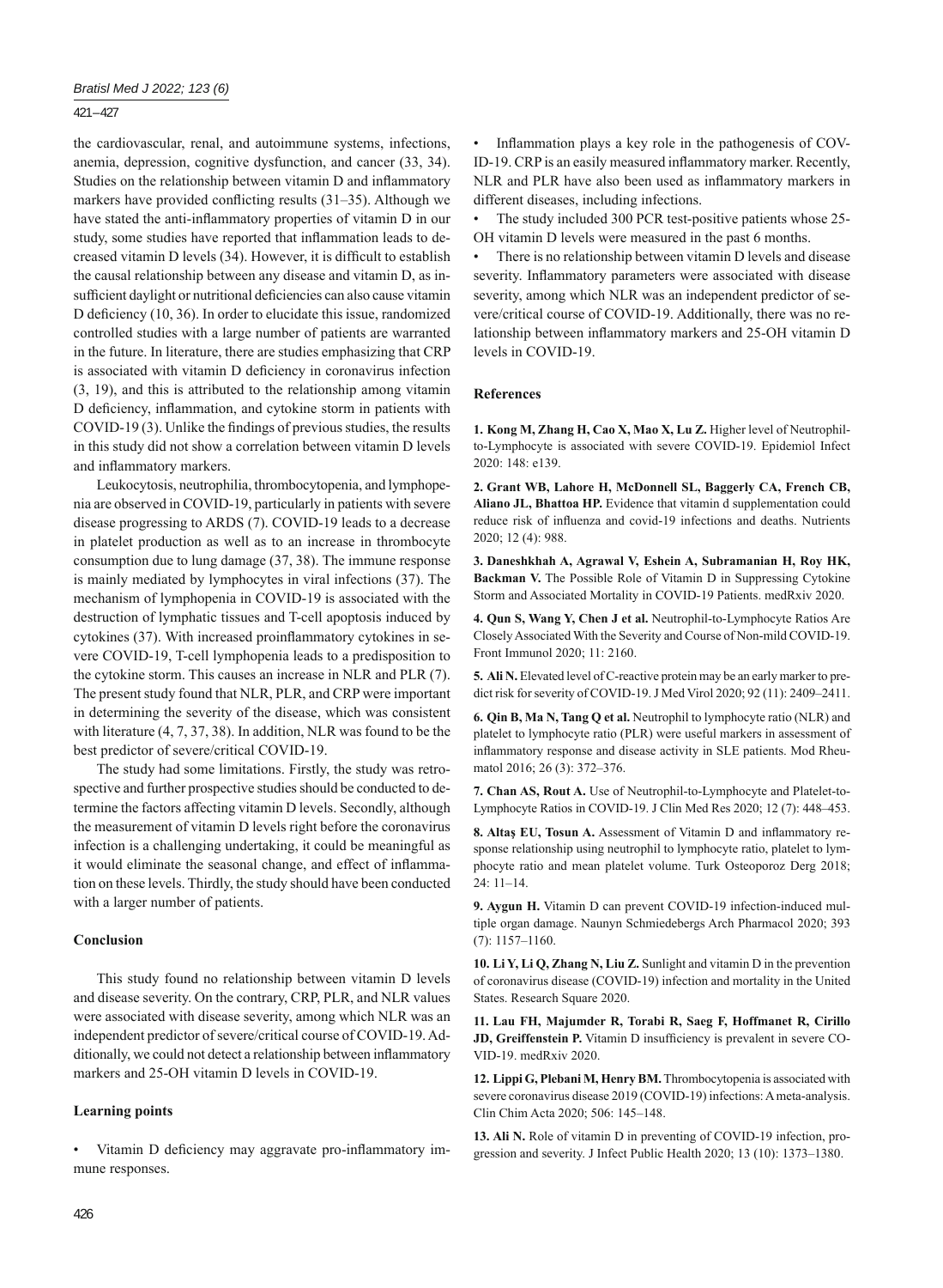the cardiovascular, renal, and autoimmune systems, infections, anemia, depression, cognitive dysfunction, and cancer (33, 34). Studies on the relationship between vitamin D and inflammatory markers have provided conflicting results (31–35). Although we have stated the anti-inflammatory properties of vitamin D in our study, some studies have reported that inflammation leads to decreased vitamin D levels (34). However, it is difficult to establish the causal relationship between any disease and vitamin D, as insufficient daylight or nutritional deficiencies can also cause vitamin D deficiency (10, 36). In order to elucidate this issue, randomized controlled studies with a large number of patients are warranted in the future. In literature, there are studies emphasizing that CRP is associated with vitamin D deficiency in coronavirus infection (3, 19), and this is attributed to the relationship among vitamin D deficiency, inflammation, and cytokine storm in patients with COVID-19 (3). Unlike the findings of previous studies, the results in this study did not show a correlation between vitamin D levels and inflammatory markers.

Leukocytosis, neutrophilia, thrombocytopenia, and lymphopenia are observed in COVID-19, particularly in patients with severe disease progressing to ARDS (7). COVID-19 leads to a decrease in platelet production as well as to an increase in thrombocyte consumption due to lung damage (37, 38). The immune response is mainly mediated by lymphocytes in viral infections (37). The mechanism of lymphopenia in COVID-19 is associated with the destruction of lymphatic tissues and T-cell apoptosis induced by cytokines (37). With increased proinflammatory cytokines in severe COVID-19, T-cell lymphopenia leads to a predisposition to the cytokine storm. This causes an increase in NLR and PLR (7). The present study found that NLR, PLR, and CRP were important in determining the severity of the disease, which was consistent with literature (4, 7, 37, 38). In addition, NLR was found to be the best predictor of severe/critical COVID-19.

The study had some limitations. Firstly, the study was retrospective and further prospective studies should be conducted to determine the factors affecting vitamin D levels. Secondly, although the measurement of vitamin D levels right before the coronavirus infection is a challenging undertaking, it could be meaningful as it would eliminate the seasonal change, and effect of inflammation on these levels. Thirdly, the study should have been conducted with a larger number of patients.

## Conclusion

This study found no relationship between vitamin D levels and disease severity. On the contrary, CRP, PLR, and NLR values were associated with disease severity, among which NLR was an independent predictor of severe/critical course of COVID-19. Additionally, we could not detect a relationship between inflammatory markers and 25-OH vitamin D levels in COVID-19.

## Learning points

- Vitamin D deficiency may aggravate pro-inflammatory immune responses.
- Inflammation plays a key role in the pathogenesis of COVID-19. CRP is an easily measured inflammatory marker. Recently, NLR and PLR have also been used as inflammatory markers in different diseases, including infections.
- The study included 300 PCR test-positive patients whose 25-OH vitamin D levels were measured in the past 6 months.
- There is no relationship between vitamin D levels and disease severity. Inflammatory parameters were associated with disease severity, among which NLR was an independent predictor of severe/critical course of COVID-19. Additionally, there was no relationship between inflammatory markers and 25-OH vitamin D levels in COVID-19.

## References

**1. Kong M, Zhang H, Cao X, Mao X, Lu Z.** Higher level of Neutrophil-to-Lymphocyte is associated with severe COVID-19. Epidemiol Infect 2020: 148: e139.

**2. Grant WB, Lahore H, McDonnell SL, Baggerly CA, French CB, Aliano JL, Bhattoa HP.** Evidence that vitamin d supplementation could reduce risk of influenza and covid-19 infections and deaths. Nutrients 2020; 12 (4): 988.

**3. Daneshkhah A, Agrawal V, Eshein A, Subramanian H, Roy HK, Backman V.** The Possible Role of Vitamin D in Suppressing Cytokine Storm and Associated Mortality in COVID-19 Patients. medRxiv 2020.

**4. Qun S, Wang Y, Chen J et al.** Neutrophil-to-Lymphocyte Ratios Are Closely Associated With the Severity and Course of Non-mild COVID-19. Front Immunol 2020; 11: 2160.

**5. Ali N.** Elevated level of C-reactive protein may be an early marker to predict risk for severity of COVID-19. J Med Virol 2020; 92 (11): 2409–2411.

**6. Qin B, Ma N, Tang Q et al.** Neutrophil to lymphocyte ratio (NLR) and platelet to lymphocyte ratio (PLR) were useful markers in assessment of inflammatory response and disease activity in SLE patients. Mod Rheumatol 2016; 26 (3): 372–376.

**7. Chan AS, Rout A.** Use of Neutrophil-to-Lymphocyte and Platelet-to-Lymphocyte Ratios in COVID-19. J Clin Med Res 2020; 12 (7): 448–453.

**8. Altaş EU, Tosun A.** Assessment of Vitamin D and inflammatory response relationship using neutrophil to lymphocyte ratio, platelet to lymphocyte ratio and mean platelet volume. Turk Osteoporoz Derg 2018; 24: 11–14.

**9. Aygun H.** Vitamin D can prevent COVID-19 infection-induced multiple organ damage. Naunyn Schmiedebergs Arch Pharmacol 2020; 393 (7): 1157–1160.

**10. Li Y, Li Q, Zhang N, Liu Z.** Sunlight and vitamin D in the prevention of coronavirus disease (COVID-19) infection and mortality in the United States. Research Square 2020.

**11. Lau FH, Majumder R, Torabi R, Saeg F, Hoffmanet R, Cirillo JD, Greiffenstein P.** Vitamin D insufficiency is prevalent in severe COVID-19. medRxiv 2020.

**12. Lippi G, Plebani M, Henry BM.** Thrombocytopenia is associated with severe coronavirus disease 2019 (COVID-19) infections: A meta-analysis. Clin Chim Acta 2020; 506: 145–148.

**13. Ali N.** Role of vitamin D in preventing of COVID-19 infection, progression and severity. J Infect Public Health 2020; 13 (10): 1373–1380.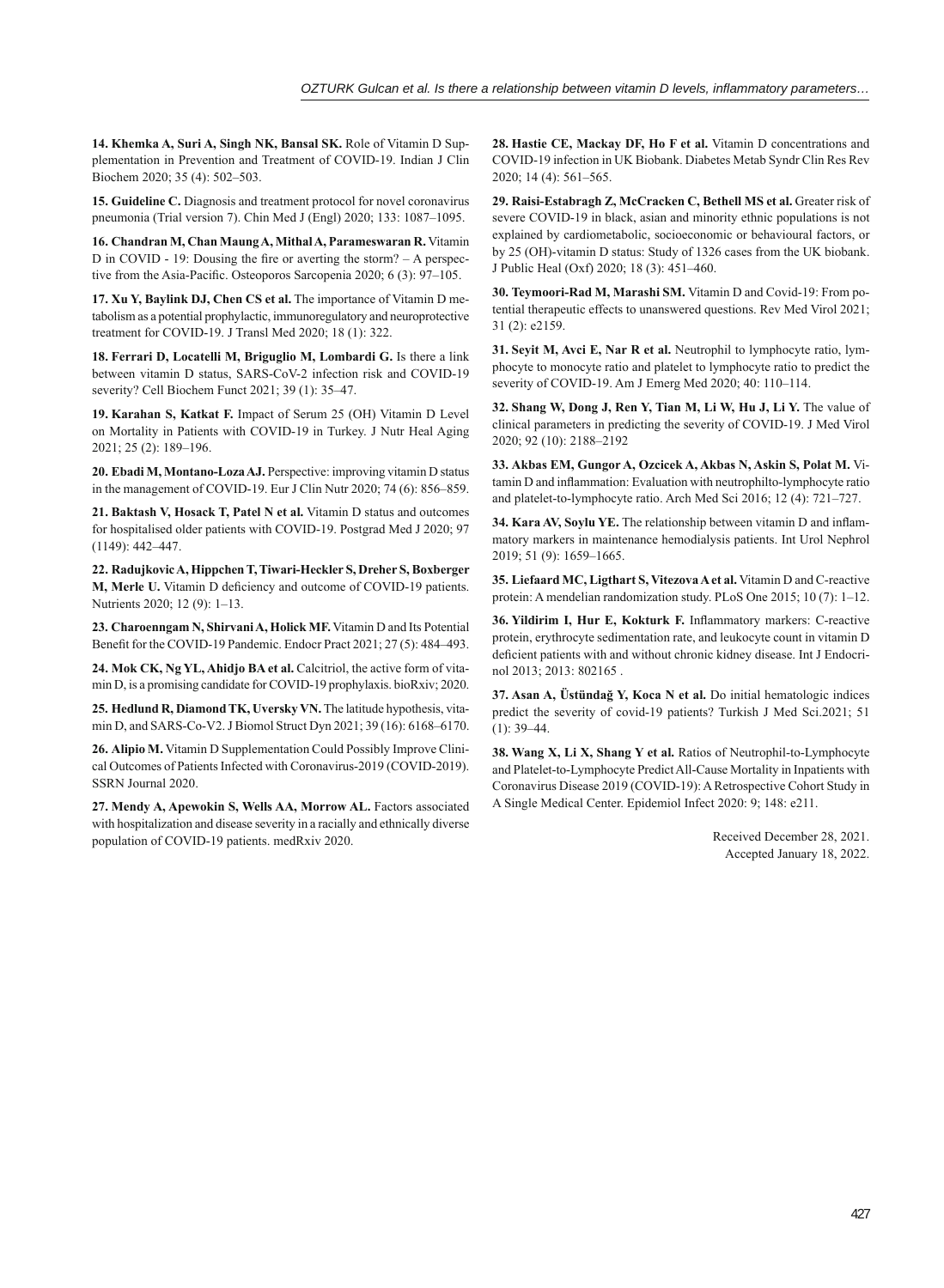**14. Khemka A, Suri A, Singh NK, Bansal SK.** Role of Vitamin D Supplementation in Prevention and Treatment of COVID-19. Indian J Clin Biochem 2020; 35 (4): 502–503.

**15. Guideline C.** Diagnosis and treatment protocol for novel coronavirus pneumonia (Trial version 7). Chin Med J (Engl) 2020; 133: 1087–1095.

**16. Chandran M, Chan Maung A, Mithal A, Parameswaran R.** Vitamin D in COVID - 19: Dousing the fire or averting the storm? – A perspective from the Asia-Pacific. Osteoporos Sarcopenia 2020; 6 (3): 97–105.

**17. Xu Y, Baylink DJ, Chen CS et al.** The importance of Vitamin D metabolism as a potential prophylactic, immunoregulatory and neuroprotective treatment for COVID-19. J Transl Med 2020; 18 (1): 322.

**18. Ferrari D, Locatelli M, Briguglio M, Lombardi G.** Is there a link between vitamin D status, SARS-CoV-2 infection risk and COVID-19 severity? Cell Biochem Funct 2021; 39 (1): 35–47.

**19. Karahan S, Katkat F.** Impact of Serum 25 (OH) Vitamin D Level on Mortality in Patients with COVID-19 in Turkey. J Nutr Heal Aging 2021; 25 (2): 189–196.

**20. Ebadi M, Montano-Loza AJ.** Perspective: improving vitamin D status in the management of COVID-19. Eur J Clin Nutr 2020; 74 (6): 856–859.

**21. Baktash V, Hosack T, Patel N et al.** Vitamin D status and outcomes for hospitalised older patients with COVID-19. Postgrad Med J 2020; 97 (1149): 442–447.

**22. Radujkovic A, Hippchen T, Tiwari-Heckler S, Dreher S, Boxberger M, Merle U.** Vitamin D deficiency and outcome of COVID-19 patients. Nutrients 2020; 12 (9): 1–13.

**23. Charoenngam N, Shirvani A, Holick MF.** Vitamin D and Its Potential Benefit for the COVID-19 Pandemic. Endocr Pract 2021; 27 (5): 484–493.

**24. Mok CK, Ng YL, Ahidjo BA et al.** Calcitriol, the active form of vitamin D, is a promising candidate for COVID-19 prophylaxis. bioRxiv; 2020.

**25. Hedlund R, Diamond TK, Uversky VN.** The latitude hypothesis, vitamin D, and SARS-Co-V2. J Biomol Struct Dyn 2021; 39 (16): 6168–6170.

**26. Alipio M.** Vitamin D Supplementation Could Possibly Improve Clinical Outcomes of Patients Infected with Coronavirus-2019 (COVID-2019). SSRN Journal 2020.

**27. Mendy A, Apewokin S, Wells AA, Morrow AL.** Factors associated with hospitalization and disease severity in a racially and ethnically diverse population of COVID-19 patients. medRxiv 2020.

**28. Hastie CE, Mackay DF, Ho F et al.** Vitamin D concentrations and COVID-19 infection in UK Biobank. Diabetes Metab Syndr Clin Res Rev 2020; 14 (4): 561–565.

**29. Raisi-Estabragh Z, McCracken C, Bethell MS et al.** Greater risk of severe COVID-19 in black, asian and minority ethnic populations is not explained by cardiometabolic, socioeconomic or behavioural factors, or by 25 (OH)-vitamin D status: Study of 1326 cases from the UK biobank. J Public Heal (Oxf) 2020; 18 (3): 451–460.

**30. Teymoori-Rad M, Marashi SM.** Vitamin D and Covid-19: From potential therapeutic effects to unanswered questions. Rev Med Virol 2021; 31 (2): e2159.

**31. Seyit M, Avci E, Nar R et al.** Neutrophil to lymphocyte ratio, lymphocyte to monocyte ratio and platelet to lymphocyte ratio to predict the severity of COVID-19. Am J Emerg Med 2020; 40: 110–114.

**32. Shang W, Dong J, Ren Y, Tian M, Li W, Hu J, Li Y.** The value of clinical parameters in predicting the severity of COVID-19. J Med Virol 2020; 92 (10): 2188–2192

**33. Akbas EM, Gungor A, Ozcicek A, Akbas N, Askin S, Polat M.** Vitamin D and inflammation: Evaluation with neutrophilto-lymphocyte ratio and platelet-to-lymphocyte ratio. Arch Med Sci 2016; 12 (4): 721–727.

**34. Kara AV, Soylu YE.** The relationship between vitamin D and inflammatory markers in maintenance hemodialysis patients. Int Urol Nephrol 2019; 51 (9): 1659–1665.

**35. Liefaard MC, Ligthart S, Vitezova A et al.** Vitamin D and C-reactive protein: A mendelian randomization study. PLoS One 2015; 10 (7): 1–12.

**36. Yildirim I, Hur E, Kokturk F.** Inflammatory markers: C-reactive protein, erythrocyte sedimentation rate, and leukocyte count in vitamin D deficient patients with and without chronic kidney disease. Int J Endocrinol 2013; 2013: 802165 .

**37. Asan A, Üstündağ Y, Koca N et al.** Do initial hematologic indices predict the severity of covid-19 patients? Turkish J Med Sci.2021; 51 (1): 39–44.

**38. Wang X, Li X, Shang Y et al.** Ratios of Neutrophil-to-Lymphocyte and Platelet-to-Lymphocyte Predict All-Cause Mortality in Inpatients with Coronavirus Disease 2019 (COVID-19): A Retrospective Cohort Study in A Single Medical Center. Epidemiol Infect 2020: 9; 148: e211.

Received December 28, 2021.
Accepted January 18, 2022.